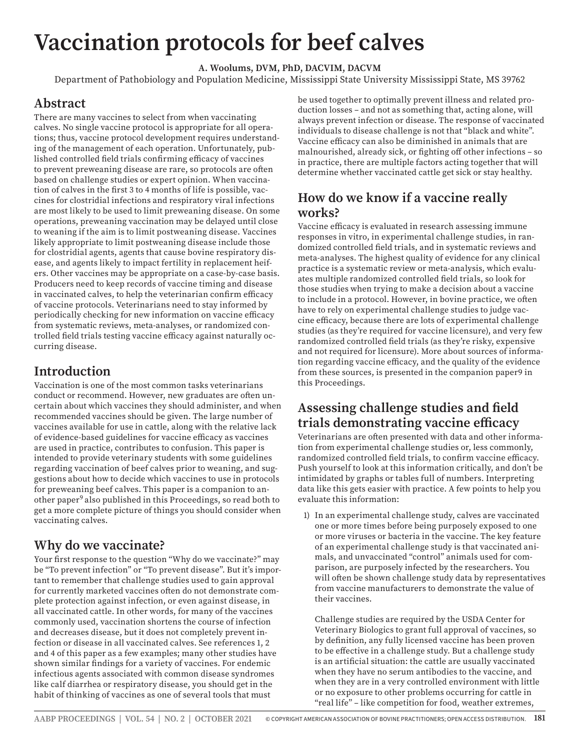# Vaccination protocols for beef calves

**A. Woolums, DVM, PhD, DACVIM, DACVM**

Department of Pathobiology and Population Medicine, Mississippi State University Mississippi State, MS 39762

## Abstract

There are many vaccines to select from when vaccinating calves. No single vaccine protocol is appropriate for all operations; thus, vaccine protocol development requires understanding of the management of each operation. Unfortunately, published controlled field trials confirming efficacy of vaccines to prevent preweaning disease are rare, so protocols are often based on challenge studies or expert opinion. When vaccination of calves in the first 3 to 4 months of life is possible, vaccines for clostridial infections and respiratory viral infections are most likely to be used to limit preweaning disease. On some operations, preweaning vaccination may be delayed until close to weaning if the aim is to limit postweaning disease. Vaccines likely appropriate to limit postweaning disease include those for clostridial agents, agents that cause bovine respiratory disease, and agents likely to impact fertility in replacement heifers. Other vaccines may be appropriate on a case-by-case basis. Producers need to keep records of vaccine timing and disease in vaccinated calves, to help the veterinarian confirm efficacy of vaccine protocols. Veterinarians need to stay informed by periodically checking for new information on vaccine efficacy from systematic reviews, meta-analyses, or randomized controlled field trials testing vaccine efficacy against naturally occurring disease.

## Introduction

Vaccination is one of the most common tasks veterinarians conduct or recommend. However, new graduates are often uncertain about which vaccines they should administer, and when recommended vaccines should be given. The large number of vaccines available for use in cattle, along with the relative lack of evidence-based guidelines for vaccine efficacy as vaccines are used in practice, contributes to confusion. This paper is intended to provide veterinary students with some guidelines regarding vaccination of beef calves prior to weaning, and suggestions about how to decide which vaccines to use in protocols for preweaning beef calves. This paper is a companion to another paper[9] also published in this Proceedings, so read both to get a more complete picture of things you should consider when vaccinating calves.

## Why do we vaccinate?

Your first response to the question "Why do we vaccinate?" may be "To prevent infection" or "To prevent disease". But it's important to remember that challenge studies used to gain approval for currently marketed vaccines often do not demonstrate complete protection against infection, or even against disease, in all vaccinated cattle. In other words, for many of the vaccines commonly used, vaccination shortens the course of infection and decreases disease, but it does not completely prevent infection or disease in all vaccinated calves. See references 1, 2 and 4 of this paper as a few examples; many other studies have shown similar findings for a variety of vaccines. For endemic infectious agents associated with common disease syndromes like calf diarrhea or respiratory disease, you should get in the habit of thinking of vaccines as one of several tools that must be used together to optimally prevent illness and related production losses – and not as something that, acting alone, will always prevent infection or disease. The response of vaccinated individuals to disease challenge is not that "black and white". Vaccine efficacy can also be diminished in animals that are malnourished, already sick, or fighting off other infections – so in practice, there are multiple factors acting together that will determine whether vaccinated cattle get sick or stay healthy.

## How do we know if a vaccine really works?

Vaccine efficacy is evaluated in research assessing immune responses in vitro, in experimental challenge studies, in randomized controlled field trials, and in systematic reviews and meta-analyses. The highest quality of evidence for any clinical practice is a systematic review or meta-analysis, which evaluates multiple randomized controlled field trials, so look for those studies when trying to make a decision about a vaccine to include in a protocol. However, in bovine practice, we often have to rely on experimental challenge studies to judge vaccine efficacy, because there are lots of experimental challenge studies (as they're required for vaccine licensure), and very few randomized controlled field trials (as they're risky, expensive and not required for licensure). More about sources of information regarding vaccine efficacy, and the quality of the evidence from these sources, is presented in the companion paper9 in this Proceedings.

## Assessing challenge studies and field trials demonstrating vaccine efficacy

Veterinarians are often presented with data and other information from experimental challenge studies or, less commonly, randomized controlled field trials, to confirm vaccine efficacy. Push yourself to look at this information critically, and don't be intimidated by graphs or tables full of numbers. Interpreting data like this gets easier with practice. A few points to help you evaluate this information:

1) In an experimental challenge study, calves are vaccinated one or more times before being purposely exposed to one or more viruses or bacteria in the vaccine. The key feature of an experimental challenge study is that vaccinated animals, and unvaccinated "control" animals used for comparison, are purposely infected by the researchers. You will often be shown challenge study data by representatives from vaccine manufacturers to demonstrate the value of their vaccines.

   Challenge studies are required by the USDA Center for Veterinary Biologics to grant full approval of vaccines, so by definition, any fully licensed vaccine has been proven to be effective in a challenge study. But a challenge study is an artificial situation: the cattle are usually vaccinated when they have no serum antibodies to the vaccine, and when they are in a very controlled environment with little or no exposure to other problems occurring for cattle in "real life" – like competition for food, weather extremes,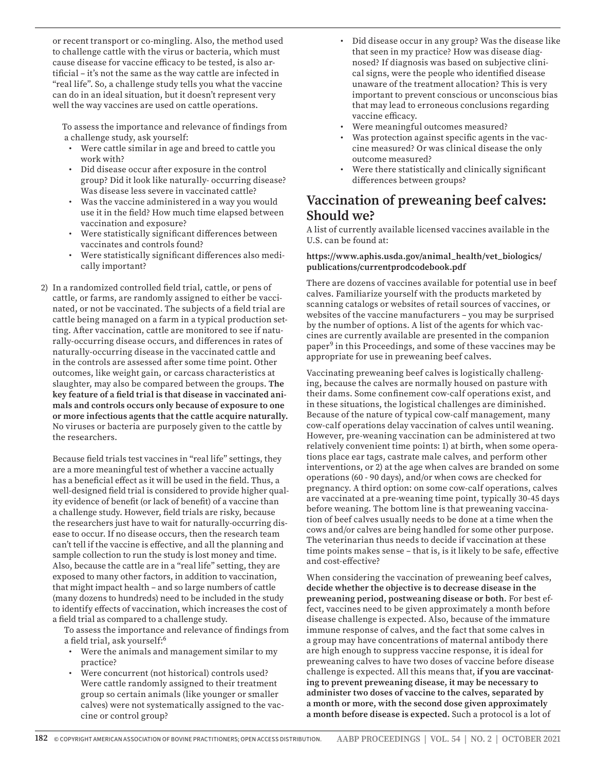or recent transport or co-mingling. Also, the method used to challenge cattle with the virus or bacteria, which must cause disease for vaccine efficacy to be tested, is also artificial – it's not the same as the way cattle are infected in "real life". So, a challenge study tells you what the vaccine can do in an ideal situation, but it doesn't represent very well the way vaccines are used on cattle operations.

To assess the importance and relevance of findings from a challenge study, ask yourself:

- Were cattle similar in age and breed to cattle you work with?
- Did disease occur after exposure in the control group? Did it look like naturally- occurring disease? Was disease less severe in vaccinated cattle?
- Was the vaccine administered in a way you would use it in the field? How much time elapsed between vaccination and exposure?
- Were statistically significant differences between vaccinates and controls found?
- Were statistically significant differences also medically important?

2) In a randomized controlled field trial, cattle, or pens of cattle, or farms, are randomly assigned to either be vaccinated, or not be vaccinated. The subjects of a field trial are cattle being managed on a farm in a typical production setting. After vaccination, cattle are monitored to see if naturally-occurring disease occurs, and differences in rates of naturally-occurring disease in the vaccinated cattle and in the controls are assessed after some time point. Other outcomes, like weight gain, or carcass characteristics at slaughter, may also be compared between the groups. **The key feature of a field trial is that disease in vaccinated animals and controls occurs only because of exposure to one or more infectious agents that the cattle acquire naturally.** No viruses or bacteria are purposely given to the cattle by the researchers.

Because field trials test vaccines in "real life" settings, they are a more meaningful test of whether a vaccine actually has a beneficial effect as it will be used in the field. Thus, a well-designed field trial is considered to provide higher quality evidence of benefit (or lack of benefit) of a vaccine than a challenge study. However, field trials are risky, because the researchers just have to wait for naturally-occurring disease to occur. If no disease occurs, then the research team can't tell if the vaccine is effective, and all the planning and sample collection to run the study is lost money and time. Also, because the cattle are in a "real life" setting, they are exposed to many other factors, in addition to vaccination, that might impact health – and so large numbers of cattle (many dozens to hundreds) need to be included in the study to identify effects of vaccination, which increases the cost of a field trial as compared to a challenge study.

To assess the importance and relevance of findings from a field trial, ask yourself:[6]

- Were the animals and management similar to my practice?
- Were concurrent (not historical) controls used? Were cattle randomly assigned to their treatment group so certain animals (like younger or smaller calves) were not systematically assigned to the vaccine or control group?
- Did disease occur in any group? Was the disease like that seen in my practice? How was disease diagnosed? If diagnosis was based on subjective clinical signs, were the people who identified disease unaware of the treatment allocation? This is very important to prevent conscious or unconscious bias that may lead to erroneous conclusions regarding vaccine efficacy.
- Were meaningful outcomes measured?
- Was protection against specific agents in the vaccine measured? Or was clinical disease the only outcome measured?
- Were there statistically and clinically significant differences between groups?

## Vaccination of preweaning beef calves: Should we?

A list of currently available licensed vaccines available in the U.S. can be found at:

**https://www.aphis.usda.gov/animal_health/vet_biologics/publications/currentprodcodebook.pdf**

There are dozens of vaccines available for potential use in beef calves. Familiarize yourself with the products marketed by scanning catalogs or websites of retail sources of vaccines, or websites of the vaccine manufacturers – you may be surprised by the number of options. A list of the agents for which vaccines are currently available are presented in the companion paper[9] in this Proceedings, and some of these vaccines may be appropriate for use in preweaning beef calves.

Vaccinating preweaning beef calves is logistically challenging, because the calves are normally housed on pasture with their dams. Some confinement cow-calf operations exist, and in these situations, the logistical challenges are diminished. Because of the nature of typical cow-calf management, many cow-calf operations delay vaccination of calves until weaning. However, pre-weaning vaccination can be administered at two relatively convenient time points: 1) at birth, when some operations place ear tags, castrate male calves, and perform other interventions, or 2) at the age when calves are branded on some operations (60 - 90 days), and/or when cows are checked for pregnancy. A third option: on some cow-calf operations, calves are vaccinated at a pre-weaning time point, typically 30-45 days before weaning. The bottom line is that preweaning vaccination of beef calves usually needs to be done at a time when the cows and/or calves are being handled for some other purpose. The veterinarian thus needs to decide if vaccination at these time points makes sense – that is, is it likely to be safe, effective and cost-effective?

When considering the vaccination of preweaning beef calves, **decide whether the objective is to decrease disease in the preweaning period, postweaning disease or both.** For best effect, vaccines need to be given approximately a month before disease challenge is expected. Also, because of the immature immune response of calves, and the fact that some calves in a group may have concentrations of maternal antibody there are high enough to suppress vaccine response, it is ideal for preweaning calves to have two doses of vaccine before disease challenge is expected. All this means that, **if you are vaccinating to prevent preweaning disease, it may be necessary to administer two doses of vaccine to the calves, separated by a month or more, with the second dose given approximately a month before disease is expected.** Such a protocol is a lot of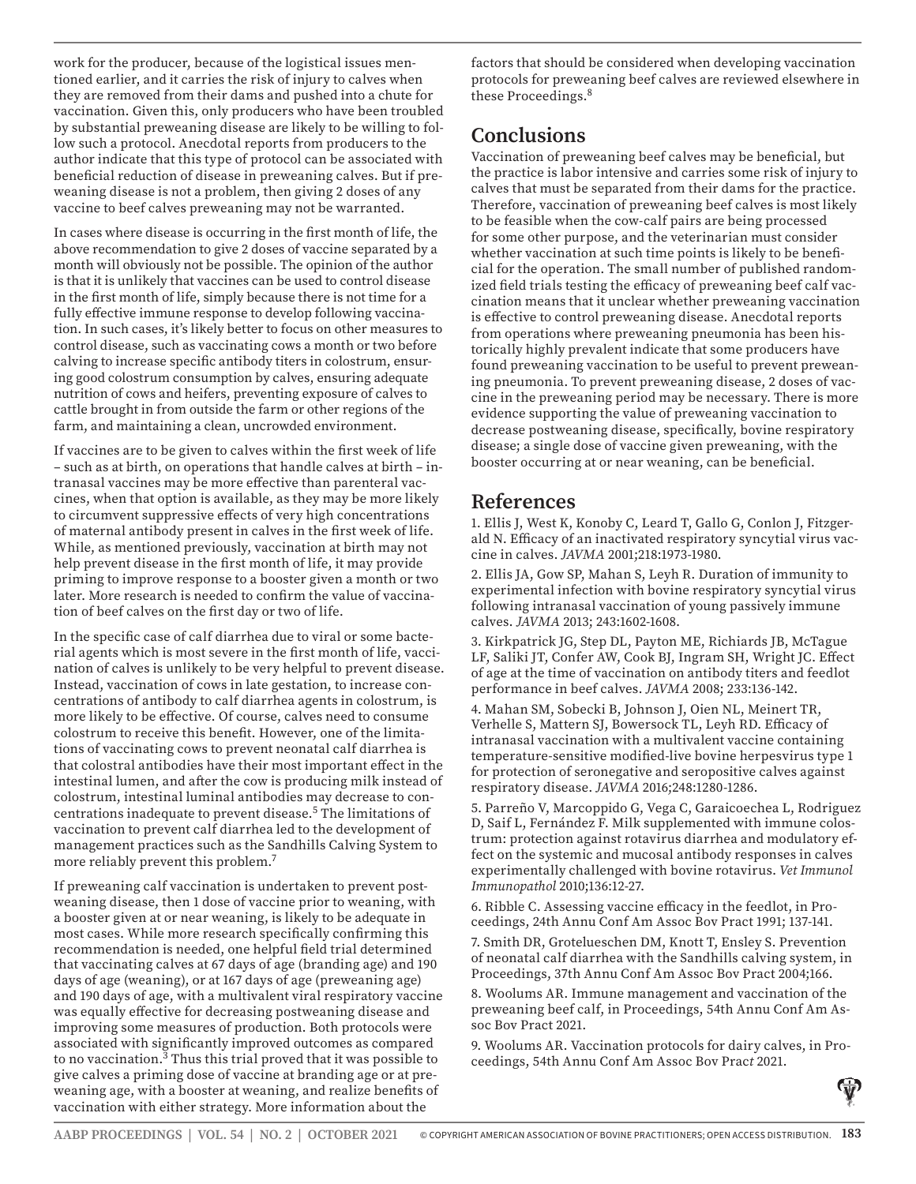work for the producer, because of the logistical issues mentioned earlier, and it carries the risk of injury to calves when they are removed from their dams and pushed into a chute for vaccination. Given this, only producers who have been troubled by substantial preweaning disease are likely to be willing to follow such a protocol. Anecdotal reports from producers to the author indicate that this type of protocol can be associated with beneficial reduction of disease in preweaning calves. But if preweaning disease is not a problem, then giving 2 doses of any vaccine to beef calves preweaning may not be warranted.

In cases where disease is occurring in the first month of life, the above recommendation to give 2 doses of vaccine separated by a month will obviously not be possible. The opinion of the author is that it is unlikely that vaccines can be used to control disease in the first month of life, simply because there is not time for a fully effective immune response to develop following vaccination. In such cases, it's likely better to focus on other measures to control disease, such as vaccinating cows a month or two before calving to increase specific antibody titers in colostrum, ensuring good colostrum consumption by calves, ensuring adequate nutrition of cows and heifers, preventing exposure of calves to cattle brought in from outside the farm or other regions of the farm, and maintaining a clean, uncrowded environment.

If vaccines are to be given to calves within the first week of life – such as at birth, on operations that handle calves at birth – intranasal vaccines may be more effective than parenteral vaccines, when that option is available, as they may be more likely to circumvent suppressive effects of very high concentrations of maternal antibody present in calves in the first week of life. While, as mentioned previously, vaccination at birth may not help prevent disease in the first month of life, it may provide priming to improve response to a booster given a month or two later. More research is needed to confirm the value of vaccination of beef calves on the first day or two of life.

In the specific case of calf diarrhea due to viral or some bacterial agents which is most severe in the first month of life, vaccination of calves is unlikely to be very helpful to prevent disease. Instead, vaccination of cows in late gestation, to increase concentrations of antibody to calf diarrhea agents in colostrum, is more likely to be effective. Of course, calves need to consume colostrum to receive this benefit. However, one of the limitations of vaccinating cows to prevent neonatal calf diarrhea is that colostral antibodies have their most important effect in the intestinal lumen, and after the cow is producing milk instead of colostrum, intestinal luminal antibodies may decrease to concentrations inadequate to prevent disease.[5] The limitations of vaccination to prevent calf diarrhea led to the development of management practices such as the Sandhills Calving System to more reliably prevent this problem.[7]

If preweaning calf vaccination is undertaken to prevent postweaning disease, then 1 dose of vaccine prior to weaning, with a booster given at or near weaning, is likely to be adequate in most cases. While more research specifically confirming this recommendation is needed, one helpful field trial determined that vaccinating calves at 67 days of age (branding age) and 190 days of age (weaning), or at 167 days of age (preweaning age) and 190 days of age, with a multivalent viral respiratory vaccine was equally effective for decreasing postweaning disease and improving some measures of production. Both protocols were associated with significantly improved outcomes as compared to no vaccination.[3] Thus this trial proved that it was possible to give calves a priming dose of vaccine at branding age or at preweaning age, with a booster at weaning, and realize benefits of vaccination with either strategy. More information about the factors that should be considered when developing vaccination protocols for preweaning beef calves are reviewed elsewhere in these Proceedings.[8]

## Conclusions

Vaccination of preweaning beef calves may be beneficial, but the practice is labor intensive and carries some risk of injury to calves that must be separated from their dams for the practice. Therefore, vaccination of preweaning beef calves is most likely to be feasible when the cow-calf pairs are being processed for some other purpose, and the veterinarian must consider whether vaccination at such time points is likely to be beneficial for the operation. The small number of published randomized field trials testing the efficacy of preweaning beef calf vaccination means that it unclear whether preweaning vaccination is effective to control preweaning disease. Anecdotal reports from operations where preweaning pneumonia has been historically highly prevalent indicate that some producers have found preweaning vaccination to be useful to prevent preweaning pneumonia. To prevent preweaning disease, 2 doses of vaccine in the preweaning period may be necessary. There is more evidence supporting the value of preweaning vaccination to decrease postweaning disease, specifically, bovine respiratory disease; a single dose of vaccine given preweaning, with the booster occurring at or near weaning, can be beneficial.

## References

1. Ellis J, West K, Konoby C, Leard T, Gallo G, Conlon J, Fitzgerald N. Efficacy of an inactivated respiratory syncytial virus vaccine in calves. *JAVMA* 2001;218:1973-1980.

2. Ellis JA, Gow SP, Mahan S, Leyh R. Duration of immunity to experimental infection with bovine respiratory syncytial virus following intranasal vaccination of young passively immune calves. *JAVMA* 2013; 243:1602-1608.

3. Kirkpatrick JG, Step DL, Payton ME, Richiards JB, McTague LF, Saliki JT, Confer AW, Cook BJ, Ingram SH, Wright JC. Effect of age at the time of vaccination on antibody titers and feedlot performance in beef calves. *JAVMA* 2008; 233:136-142.

4. Mahan SM, Sobecki B, Johnson J, Oien NL, Meinert TR, Verhelle S, Mattern SJ, Bowersock TL, Leyh RD. Efficacy of intranasal vaccination with a multivalent vaccine containing temperature-sensitive modified-live bovine herpesvirus type 1 for protection of seronegative and seropositive calves against respiratory disease. *JAVMA* 2016;248:1280-1286.

5. Parreño V, Marcoppido G, Vega C, Garaicoechea L, Rodriguez D, Saif L, Fernández F. Milk supplemented with immune colostrum: protection against rotavirus diarrhea and modulatory effect on the systemic and mucosal antibody responses in calves experimentally challenged with bovine rotavirus. *Vet Immunol Immunopathol* 2010;136:12-27.

6. Ribble C. Assessing vaccine efficacy in the feedlot, in Proceedings, 24th Annu Conf Am Assoc Bov Pract 1991; 137-141.

7. Smith DR, Grotelueschen DM, Knott T, Ensley S. Prevention of neonatal calf diarrhea with the Sandhills calving system, in Proceedings, 37th Annu Conf Am Assoc Bov Pract 2004;166.

8. Woolums AR. Immune management and vaccination of the preweaning beef calf, in Proceedings, 54th Annu Conf Am Assoc Bov Pract 2021.

9. Woolums AR. Vaccination protocols for dairy calves, in Proceedings, 54th Annu Conf Am Assoc Bov Pract 2021.